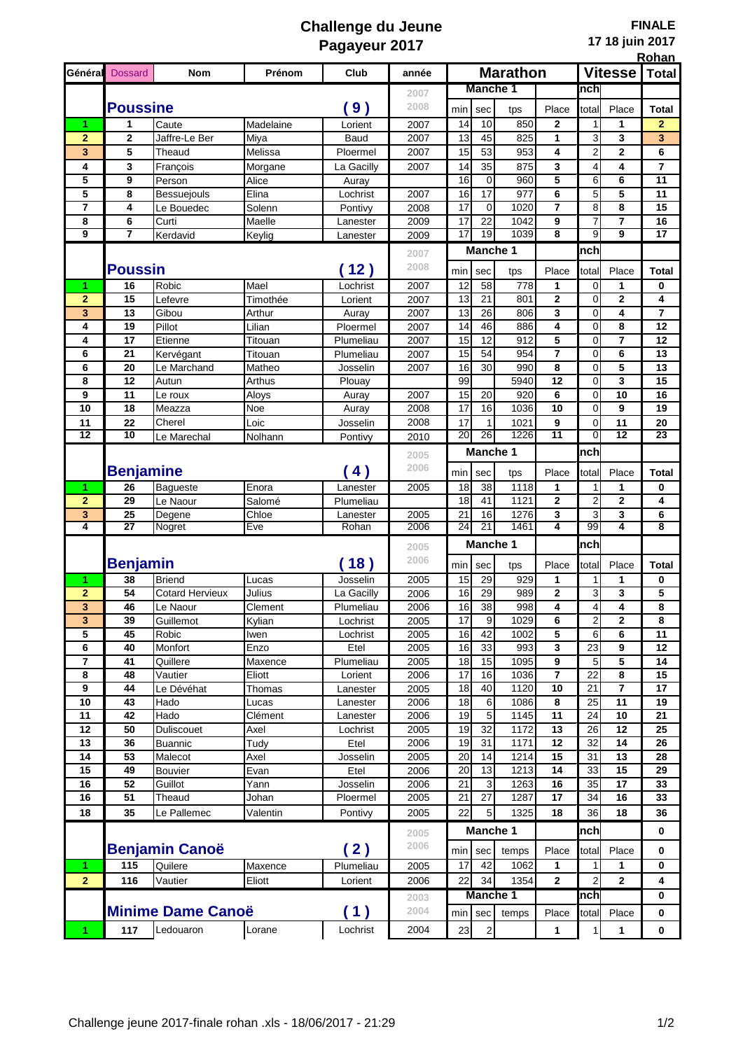# Challenge du Jeune Pagayeur 2017

**FINALE**
**17 18 juin 2017**
**Rohan**

| Général | Dossard | Nom | Prénom | Club | année | Marathon | | | | Vitesse | | Total |
|---|---|---|---|---|---|---|---|---|---|---|---|---|
| | | | | | 2007 | Manche 1 | | | | nch | | |
| | **Poussine** | | | **( 9 )** | 2008 | min | sec | tps | Place | total | Place | **Total** |
| 1 | 1 | Caute | Madelaine | Lorient | 2007 | 14 | 10 | 850 | 2 | 1 | 1 | 2 |
| 2 | 2 | Jaffre-Le Ber | Miya | Baud | 2007 | 13 | 45 | 825 | 1 | 3 | 3 | 3 |
| 3 | 5 | Theaud | Melissa | Ploermel | 2007 | 15 | 53 | 953 | 4 | 2 | 2 | 6 |
| 4 | 3 | François | Morgane | La Gacilly | 2007 | 14 | 35 | 875 | 3 | 4 | 4 | 7 |
| 5 | 9 | Person | Alice | Auray | | 16 | 0 | 960 | 5 | 6 | 6 | 11 |
| 5 | 8 | Bessuejouls | Elina | Lochrist | 2007 | 16 | 17 | 977 | 6 | 5 | 5 | 11 |
| 7 | 4 | Le Bouedec | Solenn | Pontivy | 2008 | 17 | 0 | 1020 | 7 | 8 | 8 | 15 |
| 8 | 6 | Curti | Maelle | Lanester | 2009 | 17 | 22 | 1042 | 9 | 7 | 7 | 16 |
| 9 | 7 | Kerdavid | Keylig | Lanester | 2009 | 17 | 19 | 1039 | 8 | 9 | 9 | 17 |
| | | | | | 2007 | Manche 1 | | | | nch | | |
| | **Poussin** | | | **( 12 )** | 2008 | min | sec | tps | Place | total | Place | **Total** |
| 1 | 16 | Robic | Mael | Lochrist | 2007 | 12 | 58 | 778 | 1 | 0 | 1 | 0 |
| 2 | 15 | Lefevre | Timothée | Lorient | 2007 | 13 | 21 | 801 | 2 | 0 | 2 | 4 |
| 3 | 13 | Gibou | Arthur | Auray | 2007 | 13 | 26 | 806 | 3 | 0 | 4 | 7 |
| 4 | 19 | Pillot | Lilian | Ploermel | 2007 | 14 | 46 | 886 | 4 | 0 | 8 | 12 |
| 4 | 17 | Etienne | Titouan | Plumeliau | 2007 | 15 | 12 | 912 | 5 | 0 | 7 | 12 |
| 6 | 21 | Kervégant | Titouan | Plumeliau | 2007 | 15 | 54 | 954 | 7 | 0 | 6 | 13 |
| 6 | 20 | Le Marchand | Matheo | Josselin | 2007 | 16 | 30 | 990 | 8 | 0 | 5 | 13 |
| 8 | 12 | Autun | Arthus | Plouay | | 99 | | 5940 | 12 | 0 | 3 | 15 |
| 9 | 11 | Le roux | Aloys | Auray | 2007 | 15 | 20 | 920 | 6 | 0 | 10 | 16 |
| 10 | 18 | Meazza | Noe | Auray | 2008 | 17 | 16 | 1036 | 10 | 0 | 9 | 19 |
| 11 | 22 | Cherel | Loic | Josselin | 2008 | 17 | 1 | 1021 | 9 | 0 | 11 | 20 |
| 12 | 10 | Le Marechal | Nolhann | Pontivy | 2010 | 20 | 26 | 1226 | 11 | 0 | 12 | 23 |
| | | | | | 2005 | Manche 1 | | | | nch | | |
| | **Benjamine** | | | **( 4 )** | 2006 | min | sec | tps | Place | total | Place | **Total** |
| 1 | 26 | Bagueste | Enora | Lanester | 2005 | 18 | 38 | 1118 | 1 | 1 | 1 | 0 |
| 2 | 29 | Le Naour | Salomé | Plumeliau | | 18 | 41 | 1121 | 2 | 2 | 2 | 4 |
| 3 | 25 | Degene | Chloe | Lanester | 2005 | 21 | 16 | 1276 | 3 | 3 | 3 | 6 |
| 4 | 27 | Nogret | Eve | Rohan | 2006 | 24 | 21 | 1461 | 4 | 99 | 4 | 8 |
| | | | | | 2005 | Manche 1 | | | | nch | | |
| | **Benjamin** | | | **( 18 )** | 2006 | min | sec | tps | Place | total | Place | **Total** |
| 1 | 38 | Briend | Lucas | Josselin | 2005 | 15 | 29 | 929 | 1 | 1 | 1 | 0 |
| 2 | 54 | Cotard Hervieux | Julius | La Gacilly | 2006 | 16 | 29 | 989 | 2 | 3 | 3 | 5 |
| 3 | 46 | Le Naour | Clement | Plumeliau | 2006 | 16 | 38 | 998 | 4 | 4 | 4 | 8 |
| 3 | 39 | Guillemot | Kylian | Lochrist | 2005 | 17 | 9 | 1029 | 6 | 2 | 2 | 8 |
| 5 | 45 | Robic | Iwen | Lochrist | 2005 | 16 | 42 | 1002 | 5 | 6 | 6 | 11 |
| 6 | 40 | Monfort | Enzo | Etel | 2005 | 16 | 33 | 993 | 3 | 23 | 9 | 12 |
| 7 | 41 | Quillere | Maxence | Plumeliau | 2005 | 18 | 15 | 1095 | 9 | 5 | 5 | 14 |
| 8 | 48 | Vautier | Eliott | Lorient | 2006 | 17 | 16 | 1036 | 7 | 22 | 8 | 15 |
| 9 | 44 | Le Dévéhat | Thomas | Lanester | 2005 | 18 | 40 | 1120 | 10 | 21 | 7 | 17 |
| 10 | 43 | Hado | Lucas | Lanester | 2006 | 18 | 6 | 1086 | 8 | 25 | 11 | 19 |
| 11 | 42 | Hado | Clément | Lanester | 2006 | 19 | 5 | 1145 | 11 | 24 | 10 | 21 |
| 12 | 50 | Duliscouet | Axel | Lochrist | 2005 | 19 | 32 | 1172 | 13 | 26 | 12 | 25 |
| 13 | 36 | Buannic | Tudy | Etel | 2006 | 19 | 31 | 1171 | 12 | 32 | 14 | 26 |
| 14 | 53 | Malecot | Axel | Josselin | 2005 | 20 | 14 | 1214 | 15 | 31 | 13 | 28 |
| 15 | 49 | Bouvier | Evan | Etel | 2006 | 20 | 13 | 1213 | 14 | 33 | 15 | 29 |
| 16 | 52 | Guillot | Yann | Josselin | 2006 | 21 | 3 | 1263 | 16 | 35 | 17 | 33 |
| 16 | 51 | Theaud | Johan | Ploermel | 2005 | 21 | 27 | 1287 | 17 | 34 | 16 | 33 |
| 18 | 35 | Le Pallemec | Valentin | Pontivy | 2005 | 22 | 5 | 1325 | 18 | 36 | 18 | 36 |
| | | | | | 2005 | Manche 1 | | | | nch | | 0 |
| | **Benjamin Canoë** | | | **( 2 )** | 2006 | min | sec | temps | Place | total | Place | 0 |
| 1 | 115 | Quilere | Maxence | Plumeliau | 2005 | 17 | 42 | 1062 | 1 | 1 | 1 | 0 |
| 2 | 116 | Vautier | Eliott | Lorient | 2006 | 22 | 34 | 1354 | 2 | 2 | 2 | 4 |
| | | | | | 2003 | Manche 1 | | | | nch | | 0 |
| | **Minime Dame Canoë** | | | **( 1 )** | 2004 | min | sec | temps | Place | total | Place | 0 |
| 1 | 117 | Ledouaron | Lorane | Lochrist | 2004 | 23 | 2 | | 1 | 1 | 1 | 0 |

Challenge jeune 2017-finale rohan .xls - 18/06/2017 - 21:29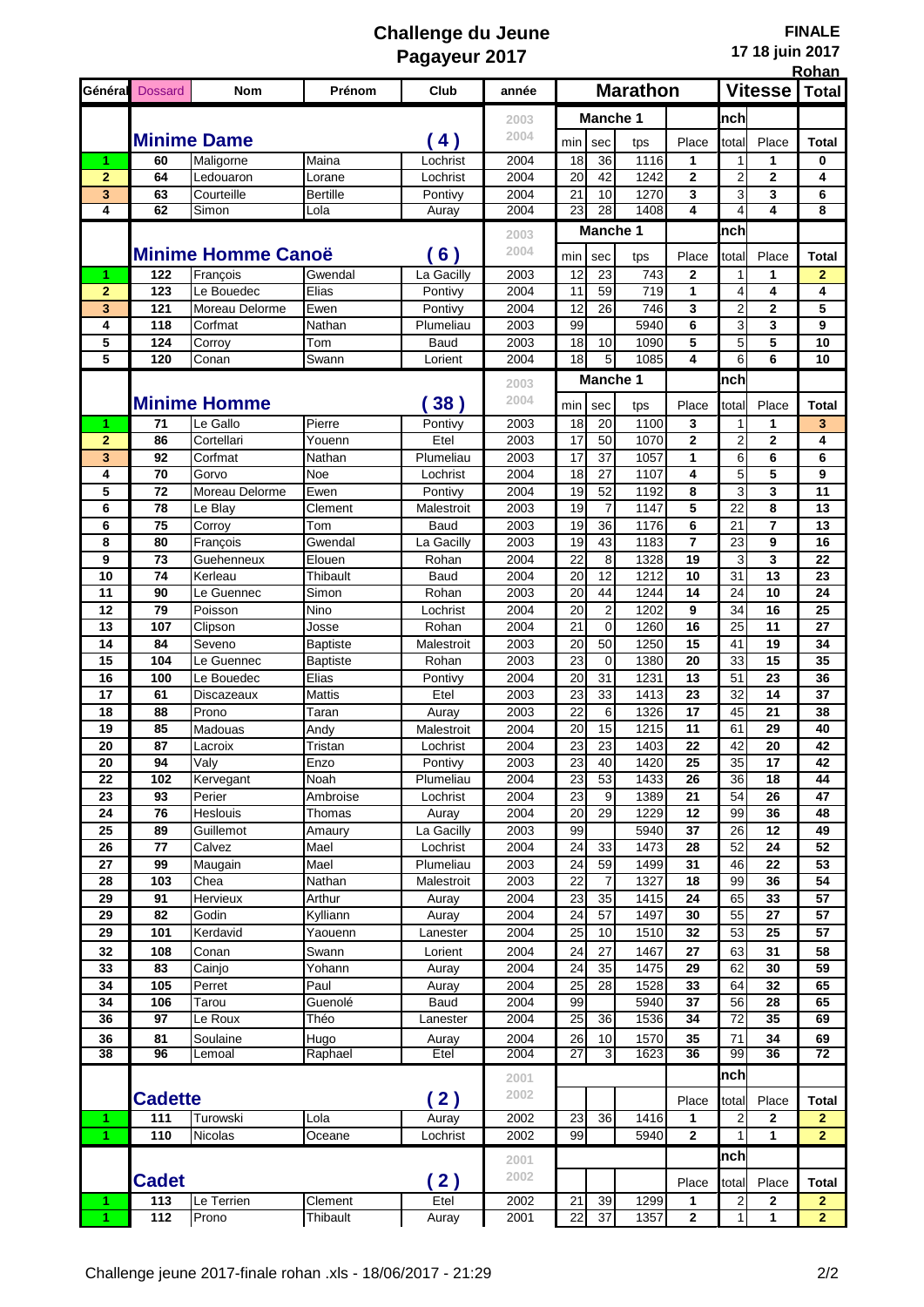# Challenge du Jeune Pagayeur 2017

**FINALE**
**17 18 juin 2017**
**Rohan**

| Général | Dossard | Nom | Prénom | Club | année | Marathon | | | | Vitesse | | Total |
|---|---|---|---|---|---|---|---|---|---|---|---|---|
| | | | | | 2003 2004 | Manche 1 | | | | nch | | |
| | **Minime Dame** | | | **( 4 )** | | min | sec | tps | Place | total | Place | **Total** |
| 1 | 60 | Maligorne | Maina | Lochrist | 2004 | 18 | 36 | 1116 | 1 | 1 | 1 | 0 |
| 2 | 64 | Ledouaron | Lorane | Lochrist | 2004 | 20 | 42 | 1242 | 2 | 2 | 2 | 4 |
| 3 | 63 | Courteille | Bertille | Pontivy | 2004 | 21 | 10 | 1270 | 3 | 3 | 3 | 6 |
| 4 | 62 | Simon | Lola | Auray | 2004 | 23 | 28 | 1408 | 4 | 4 | 4 | 8 |
| | | | | | 2003 2004 | Manche 1 | | | | nch | | |
| | **Minime Homme Canoë** | | | **( 6 )** | | min | sec | tps | Place | total | Place | **Total** |
| 1 | 122 | François | Gwendal | La Gacilly | 2003 | 12 | 23 | 743 | 2 | 1 | 1 | 2 |
| 2 | 123 | Le Bouedec | Elias | Pontivy | 2004 | 11 | 59 | 719 | 1 | 4 | 4 | 4 |
| 3 | 121 | Moreau Delorme | Ewen | Pontivy | 2004 | 12 | 26 | 746 | 3 | 2 | 2 | 5 |
| 4 | 118 | Corfmat | Nathan | Plumeliau | 2003 | 99 | | 5940 | 6 | 3 | 3 | 9 |
| 5 | 124 | Corroy | Tom | Baud | 2003 | 18 | 10 | 1090 | 5 | 5 | 5 | 10 |
| 5 | 120 | Conan | Swann | Lorient | 2004 | 18 | 5 | 1085 | 4 | 6 | 6 | 10 |
| | | | | | 2003 2004 | Manche 1 | | | | nch | | |
| | **Minime Homme** | | | **( 38 )** | | min | sec | tps | Place | total | Place | **Total** |
| 1 | 71 | Le Gallo | Pierre | Pontivy | 2003 | 18 | 20 | 1100 | 3 | 1 | 1 | 3 |
| 2 | 86 | Cortellari | Youenn | Etel | 2003 | 17 | 50 | 1070 | 2 | 2 | 2 | 4 |
| 3 | 92 | Corfmat | Nathan | Plumeliau | 2003 | 17 | 37 | 1057 | 1 | 6 | 6 | 6 |
| 4 | 70 | Gorvo | Noe | Lochrist | 2004 | 18 | 27 | 1107 | 4 | 5 | 5 | 9 |
| 5 | 72 | Moreau Delorme | Ewen | Pontivy | 2004 | 19 | 52 | 1192 | 8 | 3 | 3 | 11 |
| 6 | 78 | Le Blay | Clement | Malestroit | 2003 | 19 | 7 | 1147 | 5 | 22 | 8 | 13 |
| 6 | 75 | Corroy | Tom | Baud | 2003 | 19 | 36 | 1176 | 6 | 21 | 7 | 13 |
| 8 | 80 | François | Gwendal | La Gacilly | 2003 | 19 | 43 | 1183 | 7 | 23 | 9 | 16 |
| 9 | 73 | Guehenneux | Elouen | Rohan | 2004 | 22 | 8 | 1328 | 19 | 3 | 3 | 22 |
| 10 | 74 | Kerleau | Thibault | Baud | 2004 | 20 | 12 | 1212 | 10 | 31 | 13 | 23 |
| 11 | 90 | Le Guennec | Simon | Rohan | 2003 | 20 | 44 | 1244 | 14 | 24 | 10 | 24 |
| 12 | 79 | Poisson | Nino | Lochrist | 2004 | 20 | 2 | 1202 | 9 | 34 | 16 | 25 |
| 13 | 107 | Clipson | Josse | Rohan | 2004 | 21 | 0 | 1260 | 16 | 25 | 11 | 27 |
| 14 | 84 | Seveno | Baptiste | Malestroit | 2003 | 20 | 50 | 1250 | 15 | 41 | 19 | 34 |
| 15 | 104 | Le Guennec | Baptiste | Rohan | 2003 | 23 | 0 | 1380 | 20 | 33 | 15 | 35 |
| 16 | 100 | Le Bouedec | Elias | Pontivy | 2004 | 20 | 31 | 1231 | 13 | 51 | 23 | 36 |
| 17 | 61 | Discazeaux | Mattis | Etel | 2003 | 23 | 33 | 1413 | 23 | 32 | 14 | 37 |
| 18 | 88 | Prono | Taran | Auray | 2003 | 22 | 6 | 1326 | 17 | 45 | 21 | 38 |
| 19 | 85 | Madouas | Andy | Malestroit | 2004 | 20 | 15 | 1215 | 11 | 61 | 29 | 40 |
| 20 | 87 | Lacroix | Tristan | Lochrist | 2004 | 23 | 23 | 1403 | 22 | 42 | 20 | 42 |
| 20 | 94 | Valy | Enzo | Pontivy | 2003 | 23 | 40 | 1420 | 25 | 35 | 17 | 42 |
| 22 | 102 | Kervegant | Noah | Plumeliau | 2004 | 23 | 53 | 1433 | 26 | 36 | 18 | 44 |
| 23 | 93 | Perier | Ambroise | Lochrist | 2004 | 23 | 9 | 1389 | 21 | 54 | 26 | 47 |
| 24 | 76 | Heslouis | Thomas | Auray | 2004 | 20 | 29 | 1229 | 12 | 99 | 36 | 48 |
| 25 | 89 | Guillemot | Amaury | La Gacilly | 2003 | 99 | | 5940 | 37 | 26 | 12 | 49 |
| 26 | 77 | Calvez | Mael | Lochrist | 2004 | 24 | 33 | 1473 | 28 | 52 | 24 | 52 |
| 27 | 99 | Maugain | Mael | Plumeliau | 2003 | 24 | 59 | 1499 | 31 | 46 | 22 | 53 |
| 28 | 103 | Chea | Nathan | Malestroit | 2003 | 22 | 7 | 1327 | 18 | 99 | 36 | 54 |
| 29 | 91 | Hervieux | Arthur | Auray | 2004 | 23 | 35 | 1415 | 24 | 65 | 33 | 57 |
| 29 | 82 | Godin | Kylliann | Auray | 2004 | 24 | 57 | 1497 | 30 | 55 | 27 | 57 |
| 29 | 101 | Kerdavid | Yaouenn | Lanester | 2004 | 25 | 10 | 1510 | 32 | 53 | 25 | 57 |
| 32 | 108 | Conan | Swann | Lorient | 2004 | 24 | 27 | 1467 | 27 | 63 | 31 | 58 |
| 33 | 83 | Cainjo | Yohann | Auray | 2004 | 24 | 35 | 1475 | 29 | 62 | 30 | 59 |
| 34 | 105 | Perret | Paul | Auray | 2004 | 25 | 28 | 1528 | 33 | 64 | 32 | 65 |
| 34 | 106 | Tarou | Guenolé | Baud | 2004 | 99 | | 5940 | 37 | 56 | 28 | 65 |
| 36 | 97 | Le Roux | Théo | Lanester | 2004 | 25 | 36 | 1536 | 34 | 72 | 35 | 69 |
| 36 | 81 | Soulaine | Hugo | Auray | 2004 | 26 | 10 | 1570 | 35 | 71 | 34 | 69 |
| 38 | 96 | Lemoal | Raphael | Etel | 2004 | 27 | 3 | 1623 | 36 | 99 | 36 | 72 |
| | | | | | 2001 2002 | | | | | nch | | |
| | **Cadette** | | | **( 2 )** | | | | | Place | total | Place | **Total** |
| 1 | 111 | Turowski | Lola | Auray | 2002 | 23 | 36 | 1416 | 1 | 2 | 2 | 2 |
| 1 | 110 | Nicolas | Oceane | Lochrist | 2002 | 99 | | 5940 | 2 | 1 | 1 | 2 |
| | | | | | 2001 2002 | | | | | nch | | |
| | **Cadet** | | | **( 2 )** | | | | | Place | total | Place | **Total** |
| 1 | 113 | Le Terrien | Clement | Etel | 2002 | 21 | 39 | 1299 | 1 | 2 | 2 | 2 |
| 1 | 112 | Prono | Thibault | Auray | 2001 | 22 | 37 | 1357 | 2 | 1 | 1 | 2 |

Challenge jeune 2017-finale rohan .xls - 18/06/2017 - 21:29